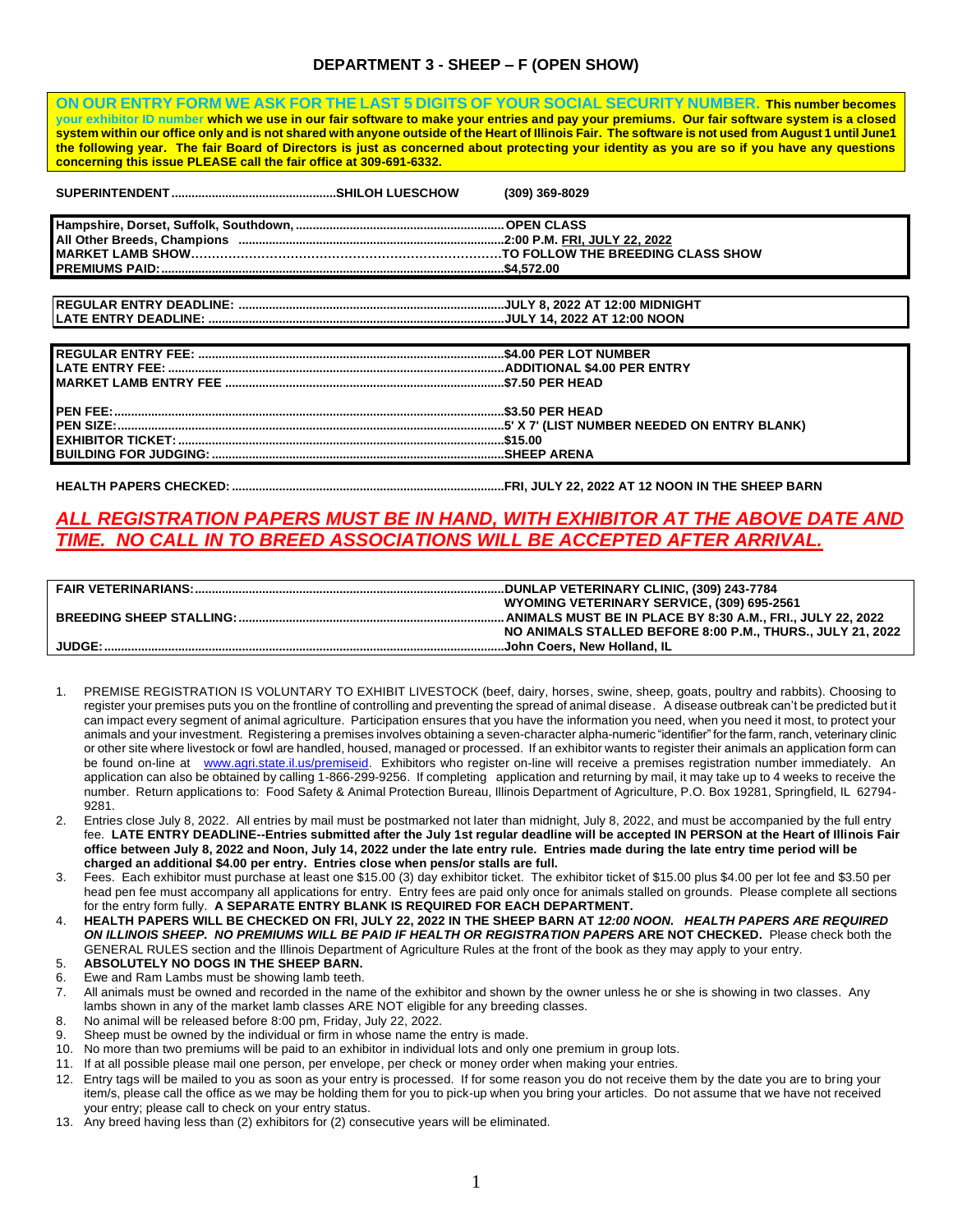## DEPARTMENT 3 - SHEEP – F (OPEN SHOW)

**ON OUR ENTRY FORM WE ASK FOR THE LAST 5 DIGITS OF YOUR SOCIAL SECURITY NUMBER. This number becomes your exhibitor ID number which we use in our fair software to make your entries and pay your premiums. Our fair software system is a closed system within our office only and is not shared with anyone outside of the Heart of Illinois Fair. The software is not used from August 1 until June1 the following year. The fair Board of Directors is just as concerned about protecting your identity as you are so if you have any questions concerning this issue PLEASE call the fair office at 309-691-6332.**

**SUPERINTENDENT................................................SHILOH LUESCHOW (309) 369-8029**

| | |
|---|---|
| **Hampshire, Dorset, Suffolk, Southdown,** | **OPEN CLASS** |
| **All Other Breeds, Champions** | **2:00 P.M. FRI, JULY 22, 2022** |
| **MARKET LAMB SHOW** | **TO FOLLOW THE BREEDING CLASS SHOW** |
| **PREMIUMS PAID:** | **$4,572.00** |

| | |
|---|---|
| **REGULAR ENTRY DEADLINE:** | **JULY 8, 2022 AT 12:00 MIDNIGHT** |
| **LATE ENTRY DEADLINE:** | **JULY 14, 2022 AT 12:00 NOON** |

| | |
|---|---|
| **REGULAR ENTRY FEE:** | **$4.00 PER LOT NUMBER** |
| **LATE ENTRY FEE:** | **ADDITIONAL $4.00 PER ENTRY** |
| **MARKET LAMB ENTRY FEE** | **$7.50 PER HEAD** |
| **PEN FEE:** | **$3.50 PER HEAD** |
| **PEN SIZE:** | **5' X 7' (LIST NUMBER NEEDED ON ENTRY BLANK)** |
| **EXHIBITOR TICKET:** | **$15.00** |
| **BUILDING FOR JUDGING:** | **SHEEP ARENA** |

**HEALTH PAPERS CHECKED:................................................FRI, JULY 22, 2022 AT 12 NOON IN THE SHEEP BARN**

***ALL REGISTRATION PAPERS MUST BE IN HAND, WITH EXHIBITOR AT THE ABOVE DATE AND TIME. NO CALL IN TO BREED ASSOCIATIONS WILL BE ACCEPTED AFTER ARRIVAL.***

| | |
|---|---|
| **FAIR VETERINARIANS:** | **DUNLAP VETERINARY CLINIC, (309) 243-7784**<br>**WYOMING VETERINARY SERVICE, (309) 695-2561** |
| **BREEDING SHEEP STALLING:** | **ANIMALS MUST BE IN PLACE BY 8:30 A.M., FRI., JULY 22, 2022**<br>**NO ANIMALS STALLED BEFORE 8:00 P.M., THURS., JULY 21, 2022** |
| **JUDGE:** | **John Coers, New Holland, IL** |

1. PREMISE REGISTRATION IS VOLUNTARY TO EXHIBIT LIVESTOCK (beef, dairy, horses, swine, sheep, goats, poultry and rabbits). Choosing to register your premises puts you on the frontline of controlling and preventing the spread of animal disease. A disease outbreak can't be predicted but it can impact every segment of animal agriculture. Participation ensures that you have the information you need, when you need it most, to protect your animals and your investment. Registering a premises involves obtaining a seven-character alpha-numeric "identifier" for the farm, ranch, veterinary clinic or other site where livestock or fowl are handled, housed, managed or processed. If an exhibitor wants to register their animals an application form can be found on-line at www.agri.state.il.us/premiseid. Exhibitors who register on-line will receive a premises registration number immediately. An application can also be obtained by calling 1-866-299-9256. If completing application and returning by mail, it may take up to 4 weeks to receive the number. Return applications to: Food Safety & Animal Protection Bureau, Illinois Department of Agriculture, P.O. Box 19281, Springfield, IL 62794-9281.
2. Entries close July 8, 2022. All entries by mail must be postmarked not later than midnight, July 8, 2022, and must be accompanied by the full entry fee. **LATE ENTRY DEADLINE--Entries submitted after the July 1st regular deadline will be accepted IN PERSON at the Heart of Illinois Fair office between July 8, 2022 and Noon, July 14, 2022 under the late entry rule. Entries made during the late entry time period will be charged an additional $4.00 per entry. Entries close when pens/or stalls are full.**
3. Fees. Each exhibitor must purchase at least one $15.00 (3) day exhibitor ticket. The exhibitor ticket of $15.00 plus $4.00 per lot fee and $3.50 per head pen fee must accompany all applications for entry. Entry fees are paid only once for animals stalled on grounds. Please complete all sections for the entry form fully. **A SEPARATE ENTRY BLANK IS REQUIRED FOR EACH DEPARTMENT.**
4. **HEALTH PAPERS WILL BE CHECKED ON FRI, JULY 22, 2022 IN THE SHEEP BARN AT *12:00 NOON. HEALTH PAPERS ARE REQUIRED ON ILLINOIS SHEEP. NO PREMIUMS WILL BE PAID IF HEALTH OR REGISTRATION PAPERS* ARE NOT CHECKED.** Please check both the GENERAL RULES section and the Illinois Department of Agriculture Rules at the front of the book as they may apply to your entry.
5. **ABSOLUTELY NO DOGS IN THE SHEEP BARN.**
6. Ewe and Ram Lambs must be showing lamb teeth.
7. All animals must be owned and recorded in the name of the exhibitor and shown by the owner unless he or she is showing in two classes. Any lambs shown in any of the market lamb classes ARE NOT eligible for any breeding classes.
8. No animal will be released before 8:00 pm, Friday, July 22, 2022.
9. Sheep must be owned by the individual or firm in whose name the entry is made.
10. No more than two premiums will be paid to an exhibitor in individual lots and only one premium in group lots.
11. If at all possible please mail one person, per envelope, per check or money order when making your entries.
12. Entry tags will be mailed to you as soon as your entry is processed. If for some reason you do not receive them by the date you are to bring your item/s, please call the office as we may be holding them for you to pick-up when you bring your articles. Do not assume that we have not received your entry; please call to check on your entry status.
13. Any breed having less than (2) exhibitors for (2) consecutive years will be eliminated.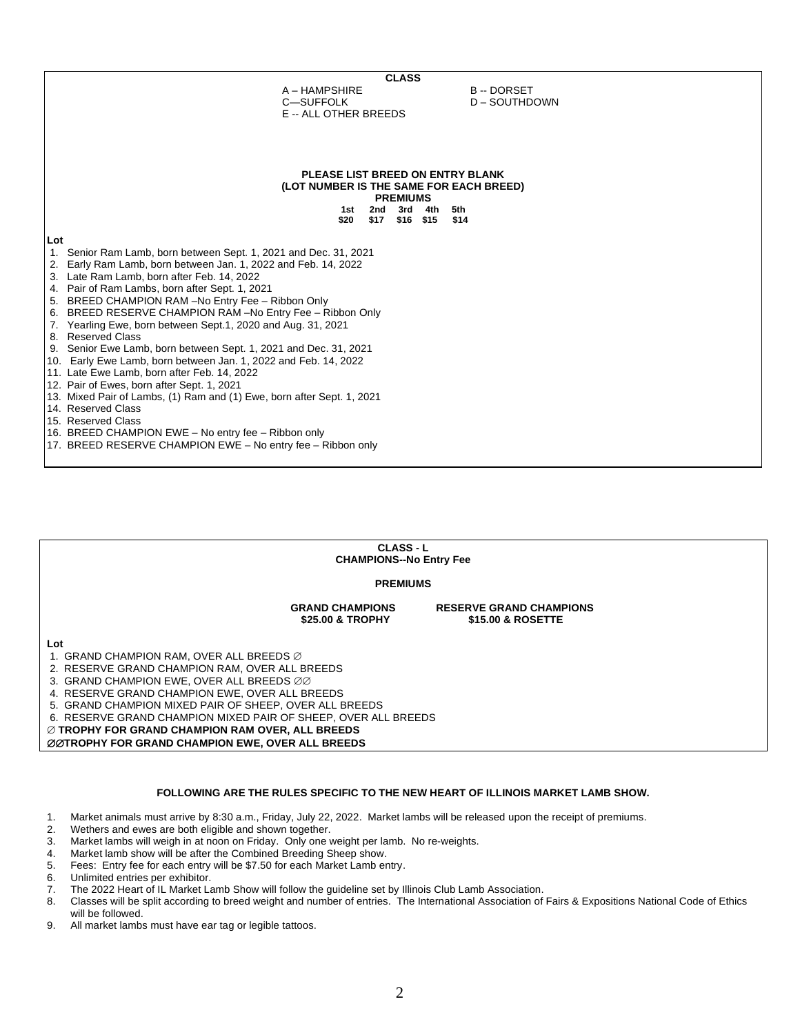**CLASS**

A – HAMPSHIRE
B -- DORSET
C—SUFFOLK
D – SOUTHDOWN
E -- ALL OTHER BREEDS

**PLEASE LIST BREED ON ENTRY BLANK**
**(LOT NUMBER IS THE SAME FOR EACH BREED)**

**PREMIUMS**

| 1st | 2nd | 3rd | 4th | 5th |
|---|---|---|---|---|
| $20 | $17 | $16 | $15 | $14 |

**Lot**

1. Senior Ram Lamb, born between Sept. 1, 2021 and Dec. 31, 2021
2. Early Ram Lamb, born between Jan. 1, 2022 and Feb. 14, 2022
3. Late Ram Lamb, born after Feb. 14, 2022
4. Pair of Ram Lambs, born after Sept. 1, 2021
5. BREED CHAMPION RAM –No Entry Fee – Ribbon Only
6. BREED RESERVE CHAMPION RAM –No Entry Fee – Ribbon Only
7. Yearling Ewe, born between Sept.1, 2020 and Aug. 31, 2021
8. Reserved Class
9. Senior Ewe Lamb, born between Sept. 1, 2021 and Dec. 31, 2021
10. Early Ewe Lamb, born between Jan. 1, 2022 and Feb. 14, 2022
11. Late Ewe Lamb, born after Feb. 14, 2022
12. Pair of Ewes, born after Sept. 1, 2021
13. Mixed Pair of Lambs, (1) Ram and (1) Ewe, born after Sept. 1, 2021
14. Reserved Class
15. Reserved Class
16. BREED CHAMPION EWE – No entry fee – Ribbon only
17. BREED RESERVE CHAMPION EWE – No entry fee – Ribbon only

**CLASS - L**
**CHAMPIONS--No Entry Fee**

**PREMIUMS**

| GRAND CHAMPIONS | RESERVE GRAND CHAMPIONS |
|---|---|
| $25.00 & TROPHY | $15.00 & ROSETTE |

**Lot**

1. GRAND CHAMPION RAM, OVER ALL BREEDS ∅
2. RESERVE GRAND CHAMPION RAM, OVER ALL BREEDS
3. GRAND CHAMPION EWE, OVER ALL BREEDS ∅∅
4. RESERVE GRAND CHAMPION EWE, OVER ALL BREEDS
5. GRAND CHAMPION MIXED PAIR OF SHEEP, OVER ALL BREEDS
6. RESERVE GRAND CHAMPION MIXED PAIR OF SHEEP, OVER ALL BREEDS

∅ **TROPHY FOR GRAND CHAMPION RAM OVER, ALL BREEDS**
∅∅**TROPHY FOR GRAND CHAMPION EWE, OVER ALL BREEDS**

**FOLLOWING ARE THE RULES SPECIFIC TO THE NEW HEART OF ILLINOIS MARKET LAMB SHOW.**

1. Market animals must arrive by 8:30 a.m., Friday, July 22, 2022. Market lambs will be released upon the receipt of premiums.
2. Wethers and ewes are both eligible and shown together.
3. Market lambs will weigh in at noon on Friday. Only one weight per lamb. No re-weights.
4. Market lamb show will be after the Combined Breeding Sheep show.
5. Fees: Entry fee for each entry will be $7.50 for each Market Lamb entry.
6. Unlimited entries per exhibitor.
7. The 2022 Heart of IL Market Lamb Show will follow the guideline set by Illinois Club Lamb Association.
8. Classes will be split according to breed weight and number of entries. The International Association of Fairs & Expositions National Code of Ethics will be followed.
9. All market lambs must have ear tag or legible tattoos.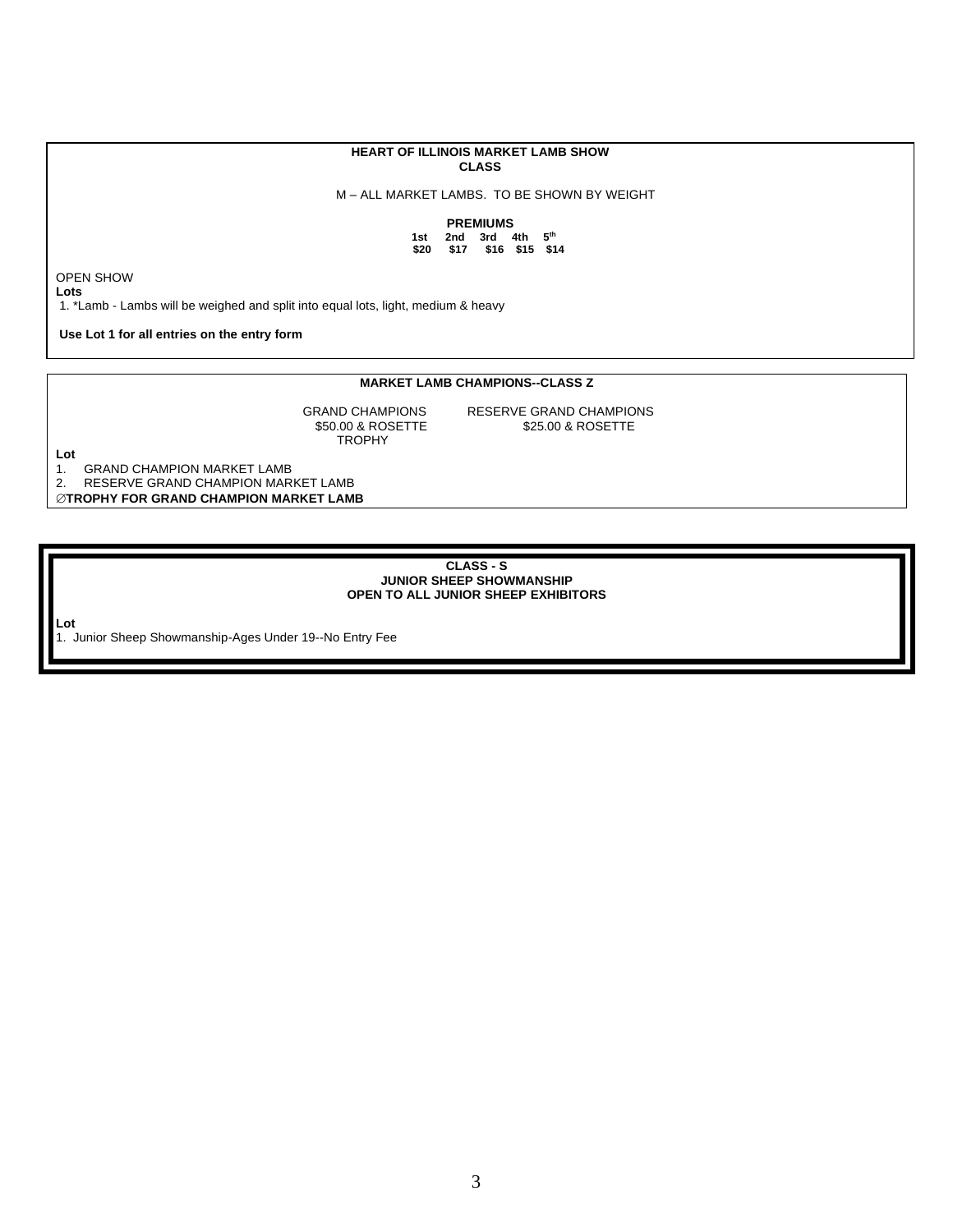**HEART OF ILLINOIS MARKET LAMB SHOW**
**CLASS**

M – ALL MARKET LAMBS. TO BE SHOWN BY WEIGHT

**PREMIUMS**

| 1st | 2nd | 3rd | 4th | 5th |
|---|---|---|---|---|
| $20 | $17 | $16 | $15 | $14 |

OPEN SHOW

**Lots**

1. *Lamb - Lambs will be weighed and split into equal lots, light, medium & heavy

**Use Lot 1 for all entries on the entry form**

**MARKET LAMB CHAMPIONS--CLASS Z**

| GRAND CHAMPIONS | RESERVE GRAND CHAMPIONS |
|---|---|
| $50.00 & ROSETTE TROPHY | $25.00 & ROSETTE |

**Lot**

1. GRAND CHAMPION MARKET LAMB
2. RESERVE GRAND CHAMPION MARKET LAMB

∅**TROPHY FOR GRAND CHAMPION MARKET LAMB**

**CLASS - S**
**JUNIOR SHEEP SHOWMANSHIP**
**OPEN TO ALL JUNIOR SHEEP EXHIBITORS**

**Lot**

1. Junior Sheep Showmanship-Ages Under 19--No Entry Fee